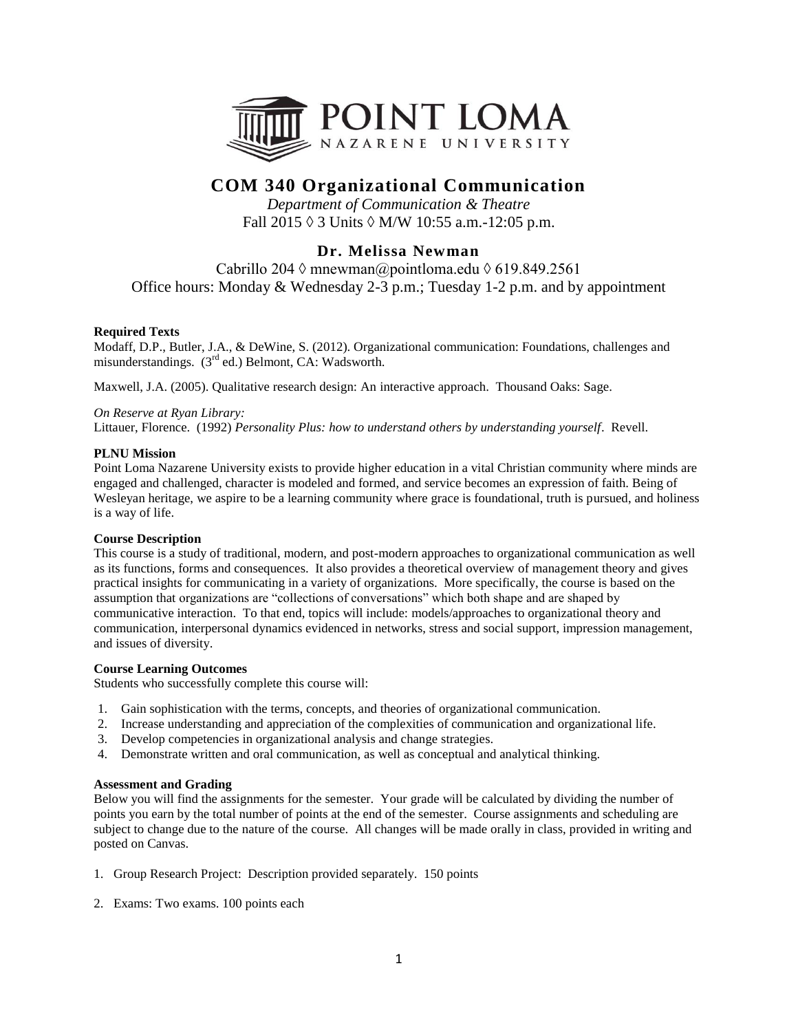# COM 340 Organizational Communication

*Department of Communication & Theatre*

Fall 2015 ◊ 3 Units ◊ M/W 10:55 a.m.-12:05 p.m.

## Dr. Melissa Newman

Cabrillo 204 ◊ mnewman@pointloma.edu ◊ 619.849.2561

Office hours: Monday & Wednesday 2-3 p.m.; Tuesday 1-2 p.m. and by appointment

**Required Texts**

Modaff, D.P., Butler, J.A., & DeWine, S. (2012). Organizational communication: Foundations, challenges and misunderstandings. (3rd ed.) Belmont, CA: Wadsworth.

Maxwell, J.A. (2005). Qualitative research design: An interactive approach. Thousand Oaks: Sage.

*On Reserve at Ryan Library:*

Littauer, Florence. (1992) *Personality Plus: how to understand others by understanding yourself*. Revell.

**PLNU Mission**

Point Loma Nazarene University exists to provide higher education in a vital Christian community where minds are engaged and challenged, character is modeled and formed, and service becomes an expression of faith. Being of Wesleyan heritage, we aspire to be a learning community where grace is foundational, truth is pursued, and holiness is a way of life.

**Course Description**

This course is a study of traditional, modern, and post-modern approaches to organizational communication as well as its functions, forms and consequences. It also provides a theoretical overview of management theory and gives practical insights for communicating in a variety of organizations. More specifically, the course is based on the assumption that organizations are "collections of conversations" which both shape and are shaped by communicative interaction. To that end, topics will include: models/approaches to organizational theory and communication, interpersonal dynamics evidenced in networks, stress and social support, impression management, and issues of diversity.

**Course Learning Outcomes**

Students who successfully complete this course will:

1. Gain sophistication with the terms, concepts, and theories of organizational communication.
2. Increase understanding and appreciation of the complexities of communication and organizational life.
3. Develop competencies in organizational analysis and change strategies.
4. Demonstrate written and oral communication, as well as conceptual and analytical thinking.

**Assessment and Grading**

Below you will find the assignments for the semester. Your grade will be calculated by dividing the number of points you earn by the total number of points at the end of the semester. Course assignments and scheduling are subject to change due to the nature of the course. All changes will be made orally in class, provided in writing and posted on Canvas.

1. Group Research Project: Description provided separately. 150 points

2. Exams: Two exams. 100 points each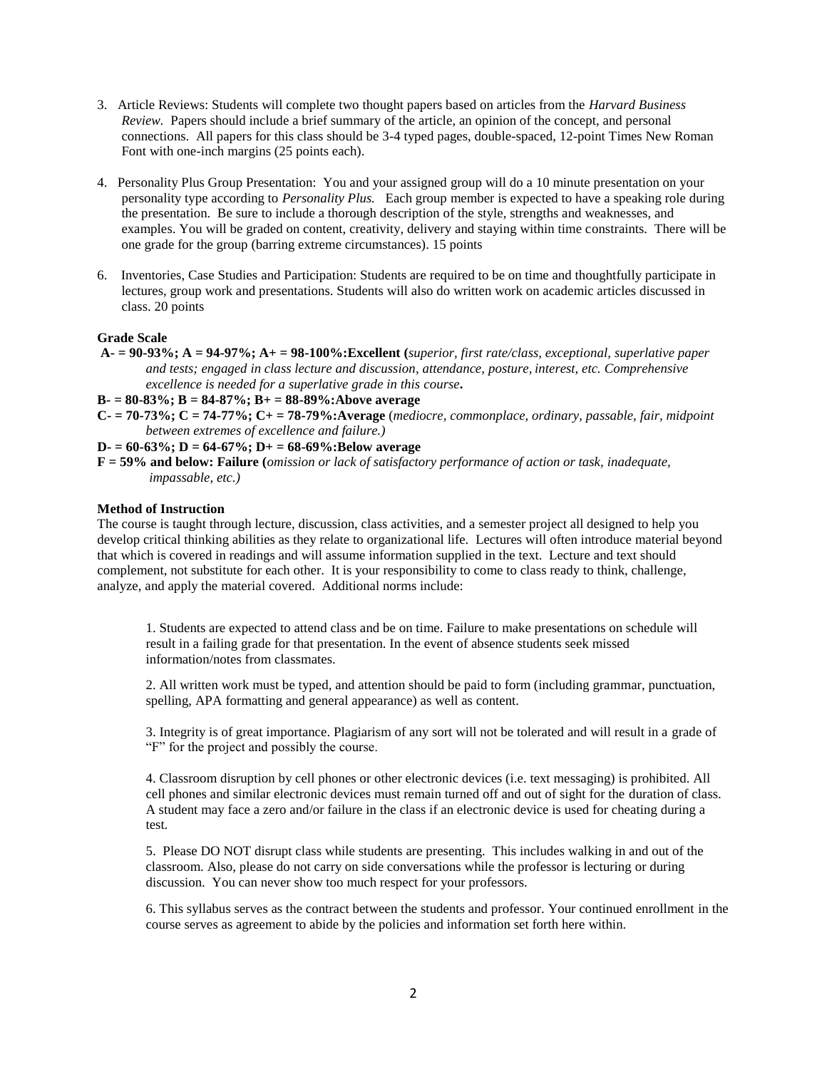3. Article Reviews: Students will complete two thought papers based on articles from the *Harvard Business Review*. Papers should include a brief summary of the article, an opinion of the concept, and personal connections. All papers for this class should be 3-4 typed pages, double-spaced, 12-point Times New Roman Font with one-inch margins (25 points each).

4. Personality Plus Group Presentation: You and your assigned group will do a 10 minute presentation on your personality type according to *Personality Plus.* Each group member is expected to have a speaking role during the presentation. Be sure to include a thorough description of the style, strengths and weaknesses, and examples. You will be graded on content, creativity, delivery and staying within time constraints. There will be one grade for the group (barring extreme circumstances). 15 points

6. Inventories, Case Studies and Participation: Students are required to be on time and thoughtfully participate in lectures, group work and presentations. Students will also do written work on academic articles discussed in class. 20 points

**Grade Scale**

**A- = 90-93%; A = 94-97%; A+ = 98-100%:Excellent (***superior, first rate/class, exceptional, superlative paper and tests; engaged in class lecture and discussion, attendance, posture, interest, etc. Comprehensive excellence is needed for a superlative grade in this course***.**

**B- = 80-83%; B = 84-87%; B+ = 88-89%:Above average**

**C- = 70-73%; C = 74-77%; C+ = 78-79%:Average** (*mediocre, commonplace, ordinary, passable, fair, midpoint between extremes of excellence and failure.)*

**D- = 60-63%; D = 64-67%; D+ = 68-69%:Below average**

**F = 59% and below: Failure (***omission or lack of satisfactory performance of action or task, inadequate, impassable, etc.)*

**Method of Instruction**

The course is taught through lecture, discussion, class activities, and a semester project all designed to help you develop critical thinking abilities as they relate to organizational life. Lectures will often introduce material beyond that which is covered in readings and will assume information supplied in the text. Lecture and text should complement, not substitute for each other. It is your responsibility to come to class ready to think, challenge, analyze, and apply the material covered. Additional norms include:

1. Students are expected to attend class and be on time. Failure to make presentations on schedule will result in a failing grade for that presentation. In the event of absence students seek missed information/notes from classmates.

2. All written work must be typed, and attention should be paid to form (including grammar, punctuation, spelling, APA formatting and general appearance) as well as content.

3. Integrity is of great importance. Plagiarism of any sort will not be tolerated and will result in a grade of "F" for the project and possibly the course.

4. Classroom disruption by cell phones or other electronic devices (i.e. text messaging) is prohibited. All cell phones and similar electronic devices must remain turned off and out of sight for the duration of class. A student may face a zero and/or failure in the class if an electronic device is used for cheating during a test.

5. Please DO NOT disrupt class while students are presenting. This includes walking in and out of the classroom. Also, please do not carry on side conversations while the professor is lecturing or during discussion. You can never show too much respect for your professors.

6. This syllabus serves as the contract between the students and professor. Your continued enrollment in the course serves as agreement to abide by the policies and information set forth here within.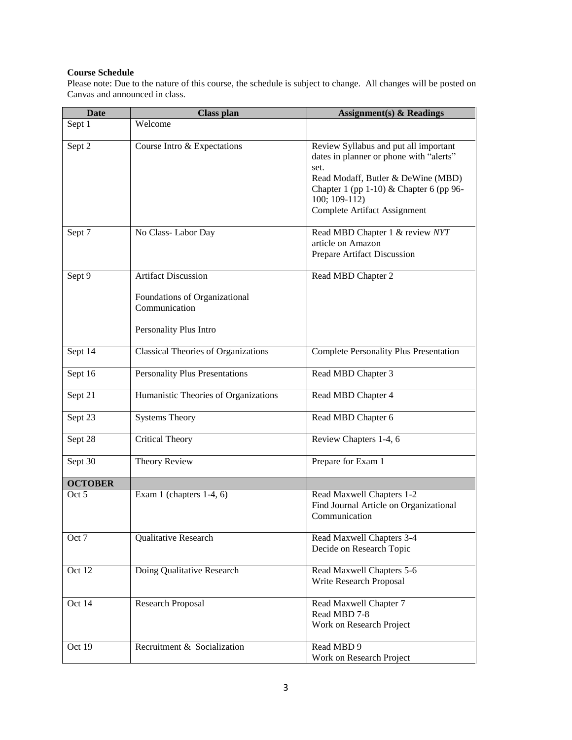**Course Schedule**

Please note: Due to the nature of this course, the schedule is subject to change. All changes will be posted on Canvas and announced in class.

| Date | Class plan | Assignment(s) & Readings |
| --- | --- | --- |
| Sept 1 | Welcome | |
| Sept 2 | Course Intro & Expectations | Review Syllabus and put all important dates in planner or phone with "alerts" set.<br>Read Modaff, Butler & DeWine (MBD) Chapter 1 (pp 1-10) & Chapter 6 (pp 96-100; 109-112)<br>Complete Artifact Assignment |
| Sept 7 | No Class- Labor Day | Read MBD Chapter 1 & review *NYT* article on Amazon<br>Prepare Artifact Discussion |
| Sept 9 | Artifact Discussion<br><br>Foundations of Organizational Communication<br><br>Personality Plus Intro | Read MBD Chapter 2 |
| Sept 14 | Classical Theories of Organizations | Complete Personality Plus Presentation |
| Sept 16 | Personality Plus Presentations | Read MBD Chapter 3 |
| Sept 21 | Humanistic Theories of Organizations | Read MBD Chapter 4 |
| Sept 23 | Systems Theory | Read MBD Chapter 6 |
| Sept 28 | Critical Theory | Review Chapters 1-4, 6 |
| Sept 30 | Theory Review | Prepare for Exam 1 |
| **OCTOBER** | | |
| Oct 5 | Exam 1 (chapters 1-4, 6) | Read Maxwell Chapters 1-2<br>Find Journal Article on Organizational Communication |
| Oct 7 | Qualitative Research | Read Maxwell Chapters 3-4<br>Decide on Research Topic |
| Oct 12 | Doing Qualitative Research | Read Maxwell Chapters 5-6<br>Write Research Proposal |
| Oct 14 | Research Proposal | Read Maxwell Chapter 7<br>Read MBD 7-8<br>Work on Research Project |
| Oct 19 | Recruitment & Socialization | Read MBD 9<br>Work on Research Project |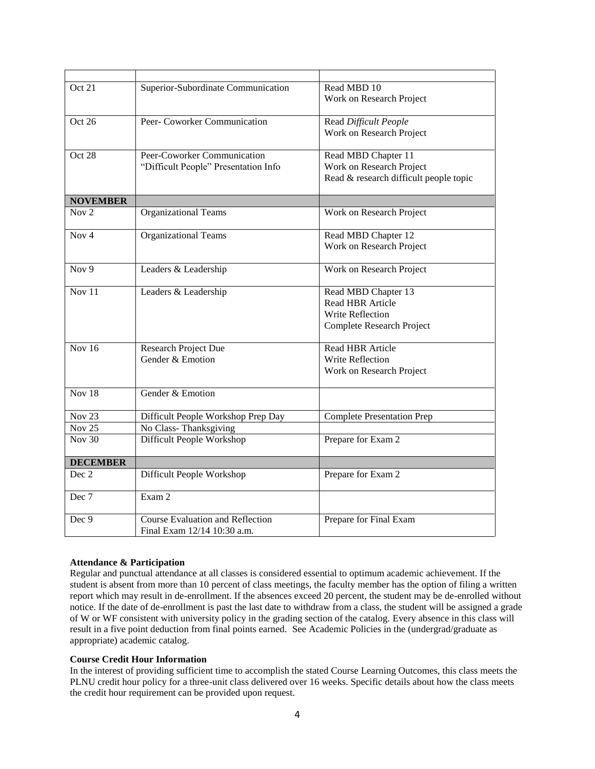| | | |
|---|---|---|
| Oct 21 | Superior-Subordinate Communication | Read MBD 10<br>Work on Research Project |
| Oct 26 | Peer- Coworker Communication | Read *Difficult People*<br>Work on Research Project |
| Oct 28 | Peer-Coworker Communication<br>"Difficult People" Presentation Info | Read MBD Chapter 11<br>Work on Research Project<br>Read & research difficult people topic |
| **NOVEMBER** | | |
| Nov 2 | Organizational Teams | Work on Research Project |
| Nov 4 | Organizational Teams | Read MBD Chapter 12<br>Work on Research Project |
| Nov 9 | Leaders & Leadership | Work on Research Project |
| Nov 11 | Leaders & Leadership | Read MBD Chapter 13<br>Read HBR Article<br>Write Reflection<br>Complete Research Project |
| Nov 16 | Research Project Due<br>Gender & Emotion | Read HBR Article<br>Write Reflection<br>Work on Research Project |
| Nov 18 | Gender & Emotion | |
| Nov 23 | Difficult People Workshop Prep Day | Complete Presentation Prep |
| Nov 25 | No Class- Thanksgiving | |
| Nov 30 | Difficult People Workshop | Prepare for Exam 2 |
| **DECEMBER** | | |
| Dec 2 | Difficult People Workshop | Prepare for Exam 2 |
| Dec 7 | Exam 2 | |
| Dec 9 | Course Evaluation and Reflection<br>Final Exam 12/14 10:30 a.m. | Prepare for Final Exam |

**Attendance & Participation**

Regular and punctual attendance at all classes is considered essential to optimum academic achievement. If the student is absent from more than 10 percent of class meetings, the faculty member has the option of filing a written report which may result in de-enrollment. If the absences exceed 20 percent, the student may be de-enrolled without notice. If the date of de-enrollment is past the last date to withdraw from a class, the student will be assigned a grade of W or WF consistent with university policy in the grading section of the catalog. Every absence in this class will result in a five point deduction from final points earned. See Academic Policies in the (undergrad/graduate as appropriate) academic catalog.

**Course Credit Hour Information**

In the interest of providing sufficient time to accomplish the stated Course Learning Outcomes, this class meets the PLNU credit hour policy for a three-unit class delivered over 16 weeks. Specific details about how the class meets the credit hour requirement can be provided upon request.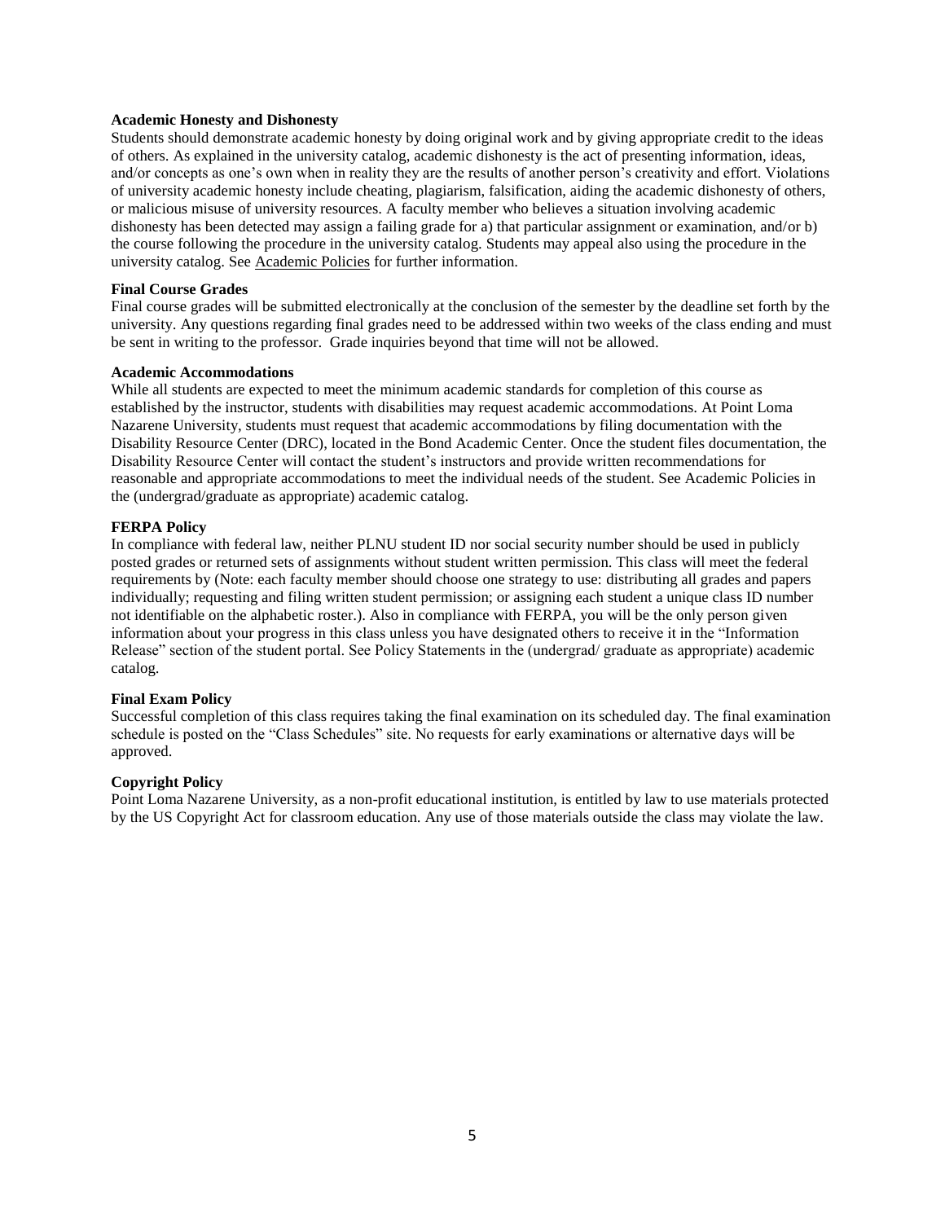**Academic Honesty and Dishonesty**

Students should demonstrate academic honesty by doing original work and by giving appropriate credit to the ideas of others. As explained in the university catalog, academic dishonesty is the act of presenting information, ideas, and/or concepts as one's own when in reality they are the results of another person's creativity and effort. Violations of university academic honesty include cheating, plagiarism, falsification, aiding the academic dishonesty of others, or malicious misuse of university resources. A faculty member who believes a situation involving academic dishonesty has been detected may assign a failing grade for a) that particular assignment or examination, and/or b) the course following the procedure in the university catalog. Students may appeal also using the procedure in the university catalog. See Academic Policies for further information.

**Final Course Grades**

Final course grades will be submitted electronically at the conclusion of the semester by the deadline set forth by the university. Any questions regarding final grades need to be addressed within two weeks of the class ending and must be sent in writing to the professor. Grade inquiries beyond that time will not be allowed.

**Academic Accommodations**

While all students are expected to meet the minimum academic standards for completion of this course as established by the instructor, students with disabilities may request academic accommodations. At Point Loma Nazarene University, students must request that academic accommodations by filing documentation with the Disability Resource Center (DRC), located in the Bond Academic Center. Once the student files documentation, the Disability Resource Center will contact the student's instructors and provide written recommendations for reasonable and appropriate accommodations to meet the individual needs of the student. See Academic Policies in the (undergrad/graduate as appropriate) academic catalog.

**FERPA Policy**

In compliance with federal law, neither PLNU student ID nor social security number should be used in publicly posted grades or returned sets of assignments without student written permission. This class will meet the federal requirements by (Note: each faculty member should choose one strategy to use: distributing all grades and papers individually; requesting and filing written student permission; or assigning each student a unique class ID number not identifiable on the alphabetic roster.). Also in compliance with FERPA, you will be the only person given information about your progress in this class unless you have designated others to receive it in the "Information Release" section of the student portal. See Policy Statements in the (undergrad/ graduate as appropriate) academic catalog.

**Final Exam Policy**

Successful completion of this class requires taking the final examination on its scheduled day. The final examination schedule is posted on the "Class Schedules" site. No requests for early examinations or alternative days will be approved.

**Copyright Policy**

Point Loma Nazarene University, as a non-profit educational institution, is entitled by law to use materials protected by the US Copyright Act for classroom education. Any use of those materials outside the class may violate the law.